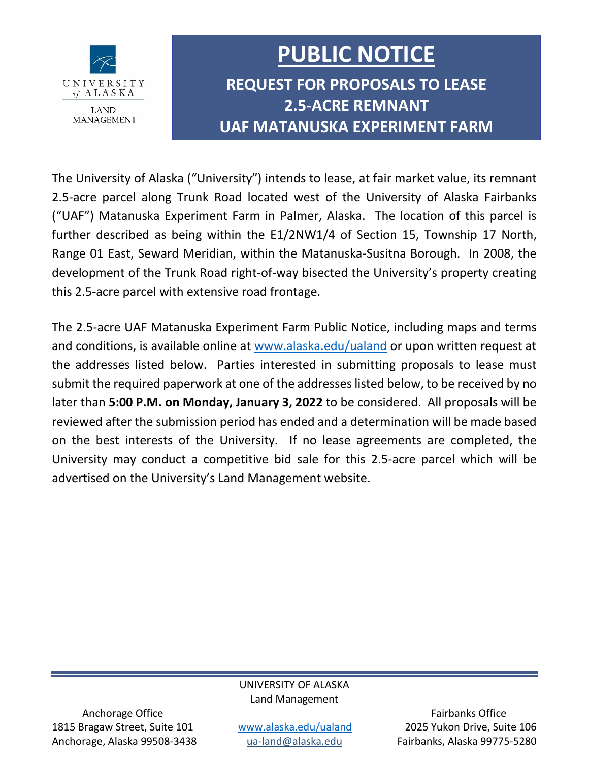UNIVERSITY of ALASKA
LAND MANAGEMENT

# PUBLIC NOTICE

## REQUEST FOR PROPOSALS TO LEASE 2.5-ACRE REMNANT UAF MATANUSKA EXPERIMENT FARM

The University of Alaska ("University") intends to lease, at fair market value, its remnant 2.5-acre parcel along Trunk Road located west of the University of Alaska Fairbanks ("UAF") Matanuska Experiment Farm in Palmer, Alaska. The location of this parcel is further described as being within the E1/2NW1/4 of Section 15, Township 17 North, Range 01 East, Seward Meridian, within the Matanuska-Susitna Borough. In 2008, the development of the Trunk Road right-of-way bisected the University's property creating this 2.5-acre parcel with extensive road frontage.

The 2.5-acre UAF Matanuska Experiment Farm Public Notice, including maps and terms and conditions, is available online at www.alaska.edu/ualand or upon written request at the addresses listed below. Parties interested in submitting proposals to lease must submit the required paperwork at one of the addresses listed below, to be received by no later than **5:00 P.M. on Monday, January 3, 2022** to be considered. All proposals will be reviewed after the submission period has ended and a determination will be made based on the best interests of the University. If no lease agreements are completed, the University may conduct a competitive bid sale for this 2.5-acre parcel which will be advertised on the University's Land Management website.

UNIVERSITY OF ALASKA
Land Management

Anchorage Office
1815 Bragaw Street, Suite 101
Anchorage, Alaska 99508-3438

www.alaska.edu/ualand
ua-land@alaska.edu

Fairbanks Office
2025 Yukon Drive, Suite 106
Fairbanks, Alaska 99775-5280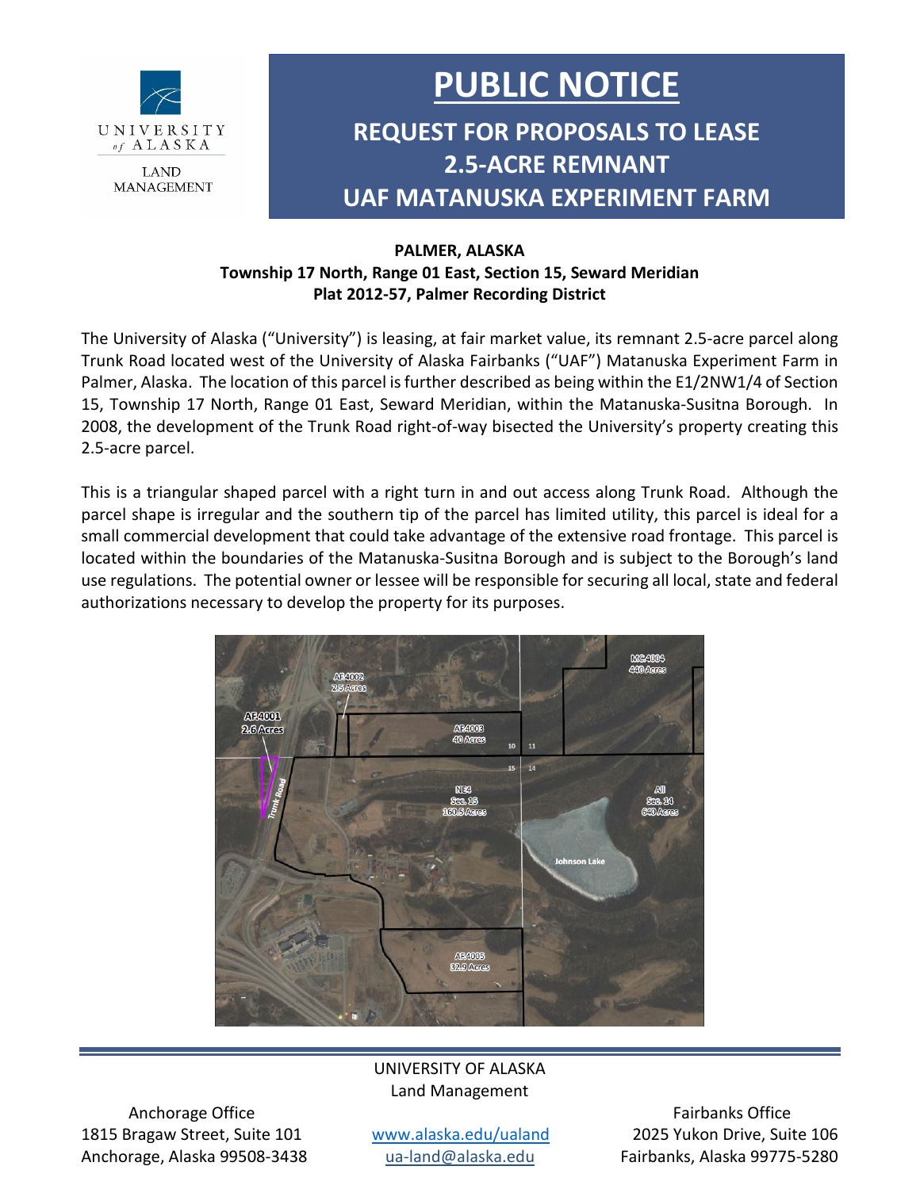UNIVERSITY of ALASKA
LAND MANAGEMENT

# PUBLIC NOTICE

## REQUEST FOR PROPOSALS TO LEASE 2.5-ACRE REMNANT UAF MATANUSKA EXPERIMENT FARM

**PALMER, ALASKA**
**Township 17 North, Range 01 East, Section 15, Seward Meridian**
**Plat 2012-57, Palmer Recording District**

The University of Alaska ("University") is leasing, at fair market value, its remnant 2.5-acre parcel along Trunk Road located west of the University of Alaska Fairbanks ("UAF") Matanuska Experiment Farm in Palmer, Alaska. The location of this parcel is further described as being within the E1/2NW1/4 of Section 15, Township 17 North, Range 01 East, Seward Meridian, within the Matanuska-Susitna Borough. In 2008, the development of the Trunk Road right-of-way bisected the University's property creating this 2.5-acre parcel.

This is a triangular shaped parcel with a right turn in and out access along Trunk Road. Although the parcel shape is irregular and the southern tip of the parcel has limited utility, this parcel is ideal for a small commercial development that could take advantage of the extensive road frontage. This parcel is located within the boundaries of the Matanuska-Susitna Borough and is subject to the Borough's land use regulations. The potential owner or lessee will be responsible for securing all local, state and federal authorizations necessary to develop the property for its purposes.

UNIVERSITY OF ALASKA
Land Management

Anchorage Office
1815 Bragaw Street, Suite 101
Anchorage, Alaska 99508-3438

www.alaska.edu/ualand
ua-land@alaska.edu

Fairbanks Office
2025 Yukon Drive, Suite 106
Fairbanks, Alaska 99775-5280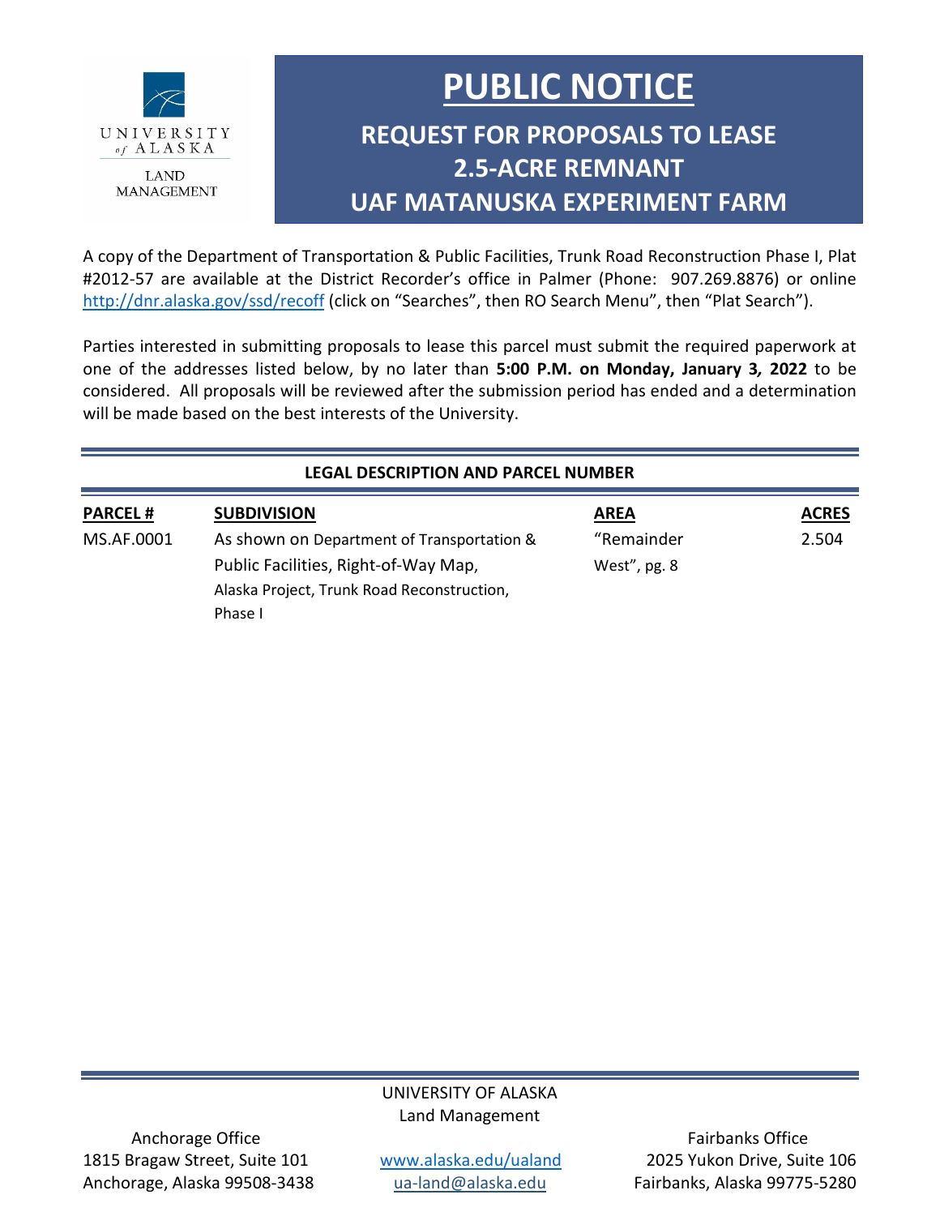UNIVERSITY of ALASKA
LAND MANAGEMENT

# PUBLIC NOTICE

## REQUEST FOR PROPOSALS TO LEASE 2.5-ACRE REMNANT UAF MATANUSKA EXPERIMENT FARM

A copy of the Department of Transportation & Public Facilities, Trunk Road Reconstruction Phase I, Plat #2012-57 are available at the District Recorder's office in Palmer (Phone: 907.269.8876) or online http://dnr.alaska.gov/ssd/recoff (click on "Searches", then RO Search Menu", then "Plat Search").

Parties interested in submitting proposals to lease this parcel must submit the required paperwork at one of the addresses listed below, by no later than **5:00 P.M. on Monday, January 3, 2022** to be considered. All proposals will be reviewed after the submission period has ended and a determination will be made based on the best interests of the University.

**LEGAL DESCRIPTION AND PARCEL NUMBER**

| PARCEL # | SUBDIVISION | AREA | ACRES |
|---|---|---|---|
| MS.AF.0001 | As shown on Department of Transportation & Public Facilities, Right-of-Way Map, Alaska Project, Trunk Road Reconstruction, Phase I | "Remainder West", pg. 8 | 2.504 |

UNIVERSITY OF ALASKA
Land Management

Anchorage Office
1815 Bragaw Street, Suite 101
Anchorage, Alaska 99508-3438

www.alaska.edu/ualand
ua-land@alaska.edu

Fairbanks Office
2025 Yukon Drive, Suite 106
Fairbanks, Alaska 99775-5280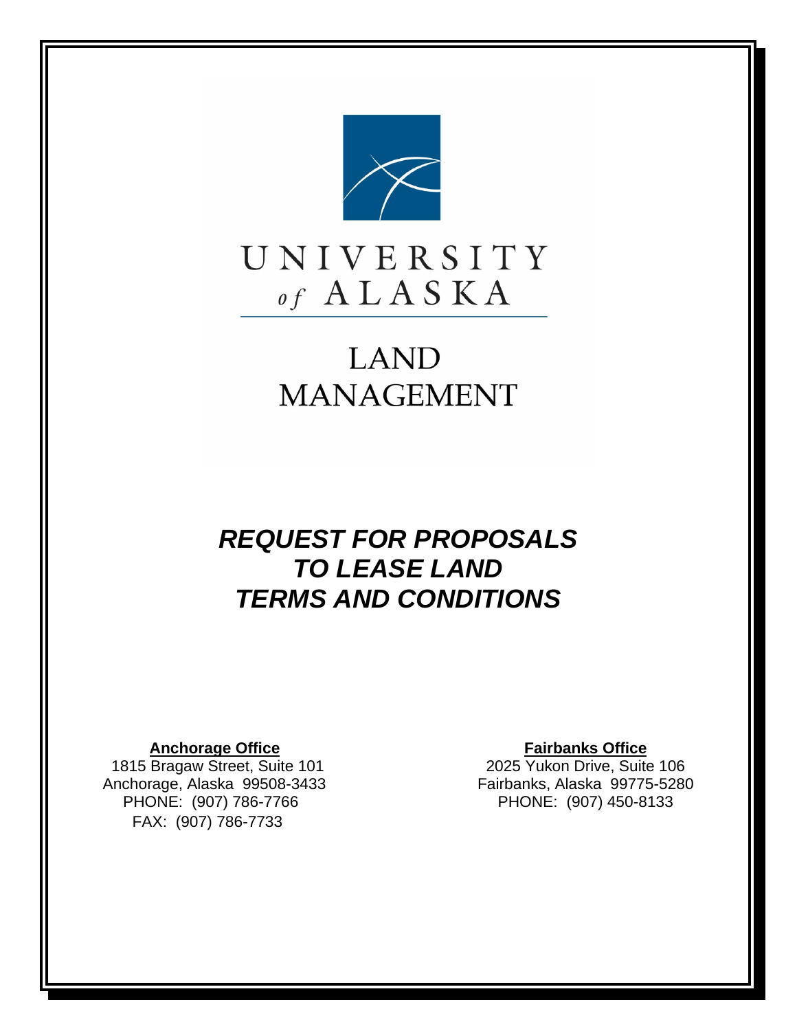UNIVERSITY
*of* ALASKA

LAND
MANAGEMENT

# *REQUEST FOR PROPOSALS TO LEASE LAND TERMS AND CONDITIONS*

**Anchorage Office**
1815 Bragaw Street, Suite 101
Anchorage, Alaska 99508-3433
PHONE: (907) 786-7766
FAX: (907) 786-7733

**Fairbanks Office**
2025 Yukon Drive, Suite 106
Fairbanks, Alaska 99775-5280
PHONE: (907) 450-8133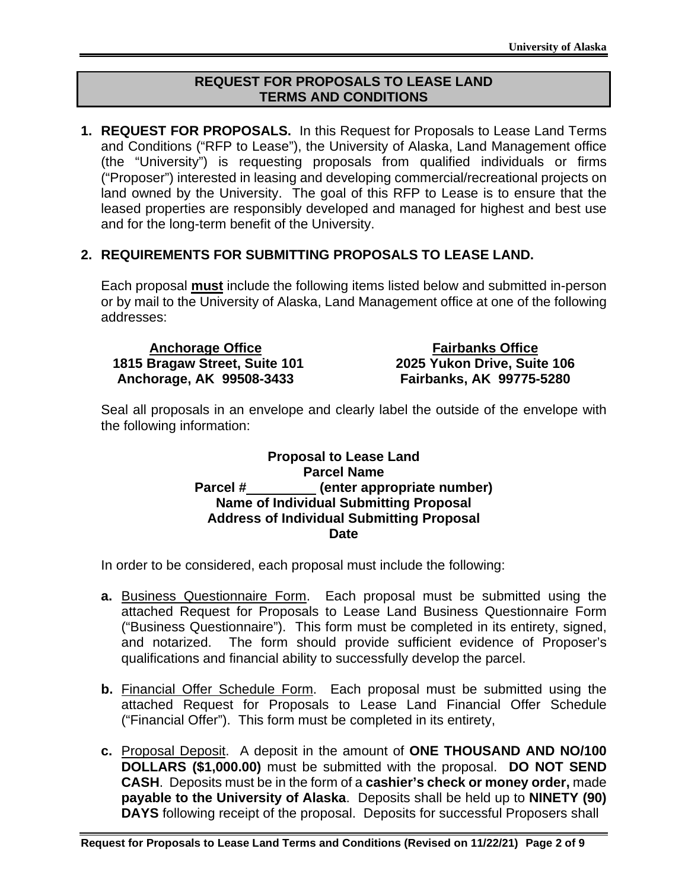## REQUEST FOR PROPOSALS TO LEASE LAND
## TERMS AND CONDITIONS

**1. REQUEST FOR PROPOSALS.** In this Request for Proposals to Lease Land Terms and Conditions ("RFP to Lease"), the University of Alaska, Land Management office (the "University") is requesting proposals from qualified individuals or firms ("Proposer") interested in leasing and developing commercial/recreational projects on land owned by the University. The goal of this RFP to Lease is to ensure that the leased properties are responsibly developed and managed for highest and best use and for the long-term benefit of the University.

**2. REQUIREMENTS FOR SUBMITTING PROPOSALS TO LEASE LAND.**

Each proposal **must** include the following items listed below and submitted in-person or by mail to the University of Alaska, Land Management office at one of the following addresses:

**Anchorage Office**
**1815 Bragaw Street, Suite 101**
**Anchorage, AK 99508-3433**

**Fairbanks Office**
**2025 Yukon Drive, Suite 106**
**Fairbanks, AK 99775-5280**

Seal all proposals in an envelope and clearly label the outside of the envelope with the following information:

**Proposal to Lease Land**
**Parcel Name**
**Parcel #\_\_\_\_\_\_\_\_\_\_ (enter appropriate number)**
**Name of Individual Submitting Proposal**
**Address of Individual Submitting Proposal**
**Date**

In order to be considered, each proposal must include the following:

**a.** Business Questionnaire Form. Each proposal must be submitted using the attached Request for Proposals to Lease Land Business Questionnaire Form ("Business Questionnaire"). This form must be completed in its entirety, signed, and notarized. The form should provide sufficient evidence of Proposer's qualifications and financial ability to successfully develop the parcel.

**b.** Financial Offer Schedule Form. Each proposal must be submitted using the attached Request for Proposals to Lease Land Financial Offer Schedule ("Financial Offer"). This form must be completed in its entirety,

**c.** Proposal Deposit. A deposit in the amount of **ONE THOUSAND AND NO/100 DOLLARS ($1,000.00)** must be submitted with the proposal. **DO NOT SEND CASH**. Deposits must be in the form of a **cashier's check or money order,** made **payable to the University of Alaska**. Deposits shall be held up to **NINETY (90) DAYS** following receipt of the proposal. Deposits for successful Proposers shall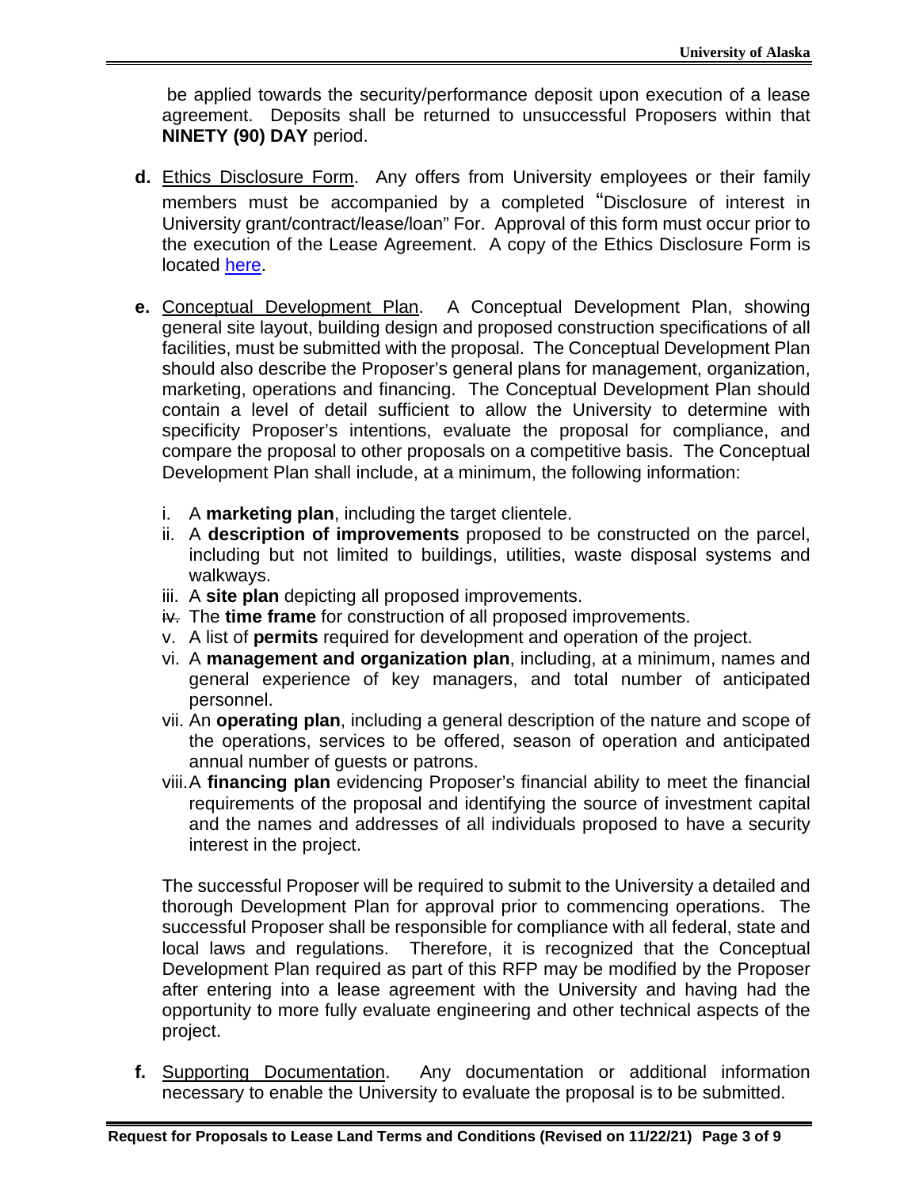be applied towards the security/performance deposit upon execution of a lease agreement. Deposits shall be returned to unsuccessful Proposers within that **NINETY (90) DAY** period.

**d.** Ethics Disclosure Form. Any offers from University employees or their family members must be accompanied by a completed "Disclosure of interest in University grant/contract/lease/loan" For. Approval of this form must occur prior to the execution of the Lease Agreement. A copy of the Ethics Disclosure Form is located [here](here).

**e.** Conceptual Development Plan. A Conceptual Development Plan, showing general site layout, building design and proposed construction specifications of all facilities, must be submitted with the proposal. The Conceptual Development Plan should also describe the Proposer's general plans for management, organization, marketing, operations and financing. The Conceptual Development Plan should contain a level of detail sufficient to allow the University to determine with specificity Proposer's intentions, evaluate the proposal for compliance, and compare the proposal to other proposals on a competitive basis. The Conceptual Development Plan shall include, at a minimum, the following information:

i. A **marketing plan**, including the target clientele.
ii. A **description of improvements** proposed to be constructed on the parcel, including but not limited to buildings, utilities, waste disposal systems and walkways.
iii. A **site plan** depicting all proposed improvements.
iv. The **time frame** for construction of all proposed improvements.
v. A list of **permits** required for development and operation of the project.
vi. A **management and organization plan**, including, at a minimum, names and general experience of key managers, and total number of anticipated personnel.
vii. An **operating plan**, including a general description of the nature and scope of the operations, services to be offered, season of operation and anticipated annual number of guests or patrons.
viii. A **financing plan** evidencing Proposer's financial ability to meet the financial requirements of the proposal and identifying the source of investment capital and the names and addresses of all individuals proposed to have a security interest in the project.

The successful Proposer will be required to submit to the University a detailed and thorough Development Plan for approval prior to commencing operations. The successful Proposer shall be responsible for compliance with all federal, state and local laws and regulations. Therefore, it is recognized that the Conceptual Development Plan required as part of this RFP may be modified by the Proposer after entering into a lease agreement with the University and having had the opportunity to more fully evaluate engineering and other technical aspects of the project.

**f.** Supporting Documentation. Any documentation or additional information necessary to enable the University to evaluate the proposal is to be submitted.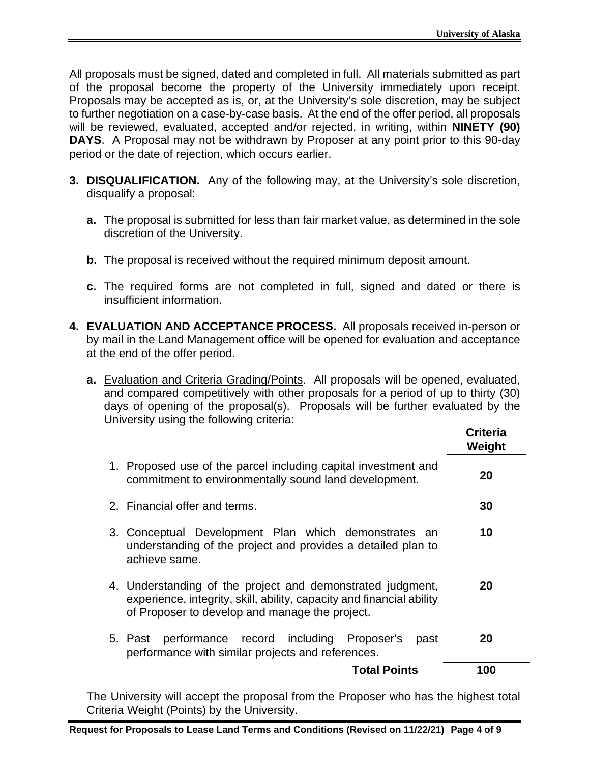All proposals must be signed, dated and completed in full. All materials submitted as part of the proposal become the property of the University immediately upon receipt. Proposals may be accepted as is, or, at the University's sole discretion, may be subject to further negotiation on a case-by-case basis. At the end of the offer period, all proposals will be reviewed, evaluated, accepted and/or rejected, in writing, within **NINETY (90) DAYS**. A Proposal may not be withdrawn by Proposer at any point prior to this 90-day period or the date of rejection, which occurs earlier.

**3. DISQUALIFICATION.** Any of the following may, at the University's sole discretion, disqualify a proposal:

- **a.** The proposal is submitted for less than fair market value, as determined in the sole discretion of the University.
- **b.** The proposal is received without the required minimum deposit amount.
- **c.** The required forms are not completed in full, signed and dated or there is insufficient information.

**4. EVALUATION AND ACCEPTANCE PROCESS.** All proposals received in-person or by mail in the Land Management office will be opened for evaluation and acceptance at the end of the offer period.

- **a.** Evaluation and Criteria Grading/Points. All proposals will be opened, evaluated, and compared competitively with other proposals for a period of up to thirty (30) days of opening of the proposal(s). Proposals will be further evaluated by the University using the following criteria:

| | Criteria Weight |
|---|---|
| 1. Proposed use of the parcel including capital investment and commitment to environmentally sound land development. | 20 |
| 2. Financial offer and terms. | 30 |
| 3. Conceptual Development Plan which demonstrates an understanding of the project and provides a detailed plan to achieve same. | 10 |
| 4. Understanding of the project and demonstrated judgment, experience, integrity, skill, ability, capacity and financial ability of Proposer to develop and manage the project. | 20 |
| 5. Past performance record including Proposer's past performance with similar projects and references. | 20 |
| **Total Points** | **100** |

The University will accept the proposal from the Proposer who has the highest total Criteria Weight (Points) by the University.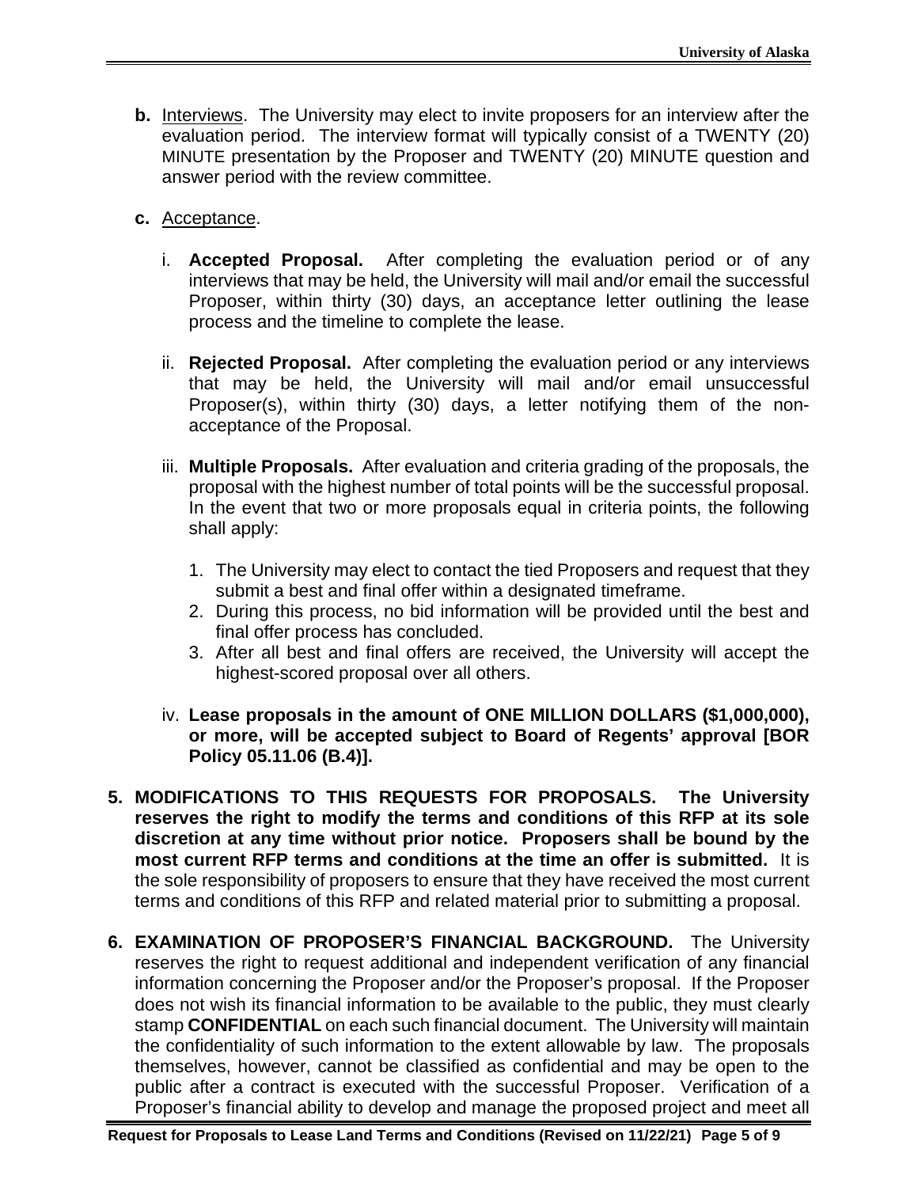**b.** Interviews. The University may elect to invite proposers for an interview after the evaluation period. The interview format will typically consist of a TWENTY (20) MINUTE presentation by the Proposer and TWENTY (20) MINUTE question and answer period with the review committee.

**c.** Acceptance.

i. **Accepted Proposal.** After completing the evaluation period or of any interviews that may be held, the University will mail and/or email the successful Proposer, within thirty (30) days, an acceptance letter outlining the lease process and the timeline to complete the lease.

ii. **Rejected Proposal.** After completing the evaluation period or any interviews that may be held, the University will mail and/or email unsuccessful Proposer(s), within thirty (30) days, a letter notifying them of the non-acceptance of the Proposal.

iii. **Multiple Proposals.** After evaluation and criteria grading of the proposals, the proposal with the highest number of total points will be the successful proposal. In the event that two or more proposals equal in criteria points, the following shall apply:

1. The University may elect to contact the tied Proposers and request that they submit a best and final offer within a designated timeframe.
2. During this process, no bid information will be provided until the best and final offer process has concluded.
3. After all best and final offers are received, the University will accept the highest-scored proposal over all others.

iv. **Lease proposals in the amount of ONE MILLION DOLLARS ($1,000,000), or more, will be accepted subject to Board of Regents' approval [BOR Policy 05.11.06 (B.4)].**

**5. MODIFICATIONS TO THIS REQUESTS FOR PROPOSALS. The University reserves the right to modify the terms and conditions of this RFP at its sole discretion at any time without prior notice. Proposers shall be bound by the most current RFP terms and conditions at the time an offer is submitted.** It is the sole responsibility of proposers to ensure that they have received the most current terms and conditions of this RFP and related material prior to submitting a proposal.

**6. EXAMINATION OF PROPOSER'S FINANCIAL BACKGROUND.** The University reserves the right to request additional and independent verification of any financial information concerning the Proposer and/or the Proposer's proposal. If the Proposer does not wish its financial information to be available to the public, they must clearly stamp **CONFIDENTIAL** on each such financial document. The University will maintain the confidentiality of such information to the extent allowable by law. The proposals themselves, however, cannot be classified as confidential and may be open to the public after a contract is executed with the successful Proposer. Verification of a Proposer's financial ability to develop and manage the proposed project and meet all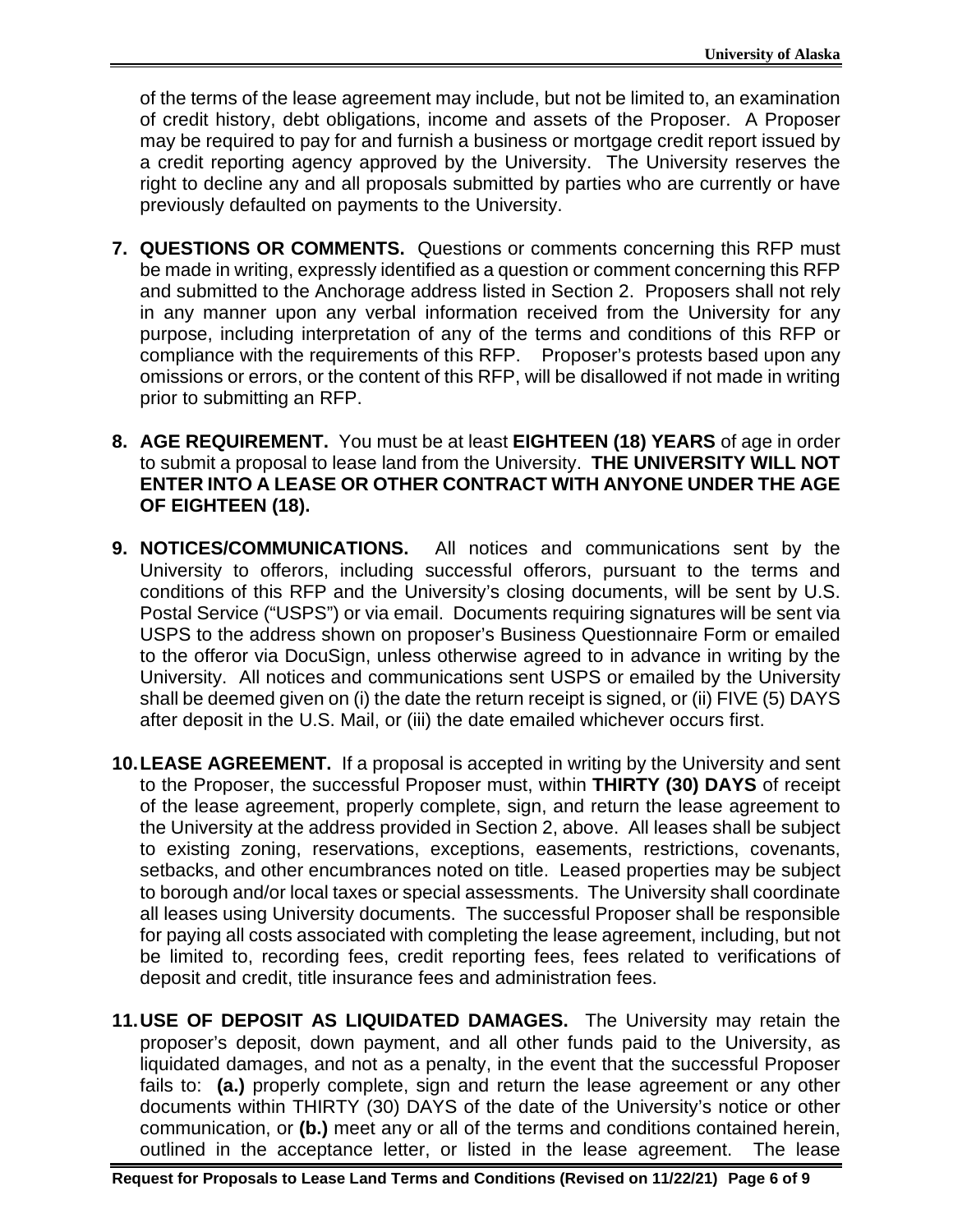of the terms of the lease agreement may include, but not be limited to, an examination of credit history, debt obligations, income and assets of the Proposer. A Proposer may be required to pay for and furnish a business or mortgage credit report issued by a credit reporting agency approved by the University. The University reserves the right to decline any and all proposals submitted by parties who are currently or have previously defaulted on payments to the University.

7. **QUESTIONS OR COMMENTS.** Questions or comments concerning this RFP must be made in writing, expressly identified as a question or comment concerning this RFP and submitted to the Anchorage address listed in Section 2. Proposers shall not rely in any manner upon any verbal information received from the University for any purpose, including interpretation of any of the terms and conditions of this RFP or compliance with the requirements of this RFP. Proposer's protests based upon any omissions or errors, or the content of this RFP, will be disallowed if not made in writing prior to submitting an RFP.

8. **AGE REQUIREMENT.** You must be at least **EIGHTEEN (18) YEARS** of age in order to submit a proposal to lease land from the University. **THE UNIVERSITY WILL NOT ENTER INTO A LEASE OR OTHER CONTRACT WITH ANYONE UNDER THE AGE OF EIGHTEEN (18).**

9. **NOTICES/COMMUNICATIONS.** All notices and communications sent by the University to offerors, including successful offerors, pursuant to the terms and conditions of this RFP and the University's closing documents, will be sent by U.S. Postal Service ("USPS") or via email. Documents requiring signatures will be sent via USPS to the address shown on proposer's Business Questionnaire Form or emailed to the offeror via DocuSign, unless otherwise agreed to in advance in writing by the University. All notices and communications sent USPS or emailed by the University shall be deemed given on (i) the date the return receipt is signed, or (ii) FIVE (5) DAYS after deposit in the U.S. Mail, or (iii) the date emailed whichever occurs first.

10. **LEASE AGREEMENT.** If a proposal is accepted in writing by the University and sent to the Proposer, the successful Proposer must, within **THIRTY (30) DAYS** of receipt of the lease agreement, properly complete, sign, and return the lease agreement to the University at the address provided in Section 2, above. All leases shall be subject to existing zoning, reservations, exceptions, easements, restrictions, covenants, setbacks, and other encumbrances noted on title. Leased properties may be subject to borough and/or local taxes or special assessments. The University shall coordinate all leases using University documents. The successful Proposer shall be responsible for paying all costs associated with completing the lease agreement, including, but not be limited to, recording fees, credit reporting fees, fees related to verifications of deposit and credit, title insurance fees and administration fees.

11. **USE OF DEPOSIT AS LIQUIDATED DAMAGES.** The University may retain the proposer's deposit, down payment, and all other funds paid to the University, as liquidated damages, and not as a penalty, in the event that the successful Proposer fails to: **(a.)** properly complete, sign and return the lease agreement or any other documents within THIRTY (30) DAYS of the date of the University's notice or other communication, or **(b.)** meet any or all of the terms and conditions contained herein, outlined in the acceptance letter, or listed in the lease agreement. The lease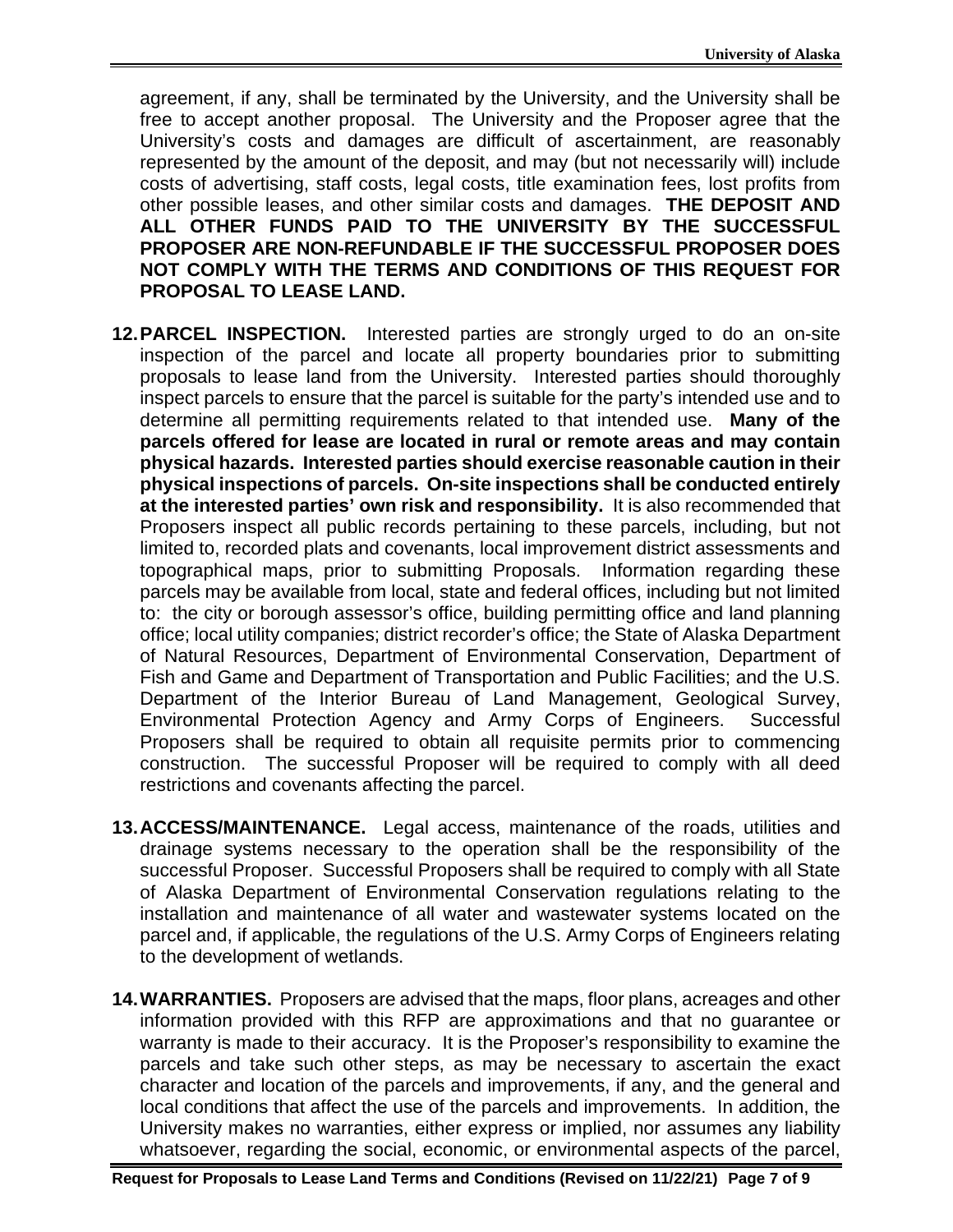agreement, if any, shall be terminated by the University, and the University shall be free to accept another proposal. The University and the Proposer agree that the University's costs and damages are difficult of ascertainment, are reasonably represented by the amount of the deposit, and may (but not necessarily will) include costs of advertising, staff costs, legal costs, title examination fees, lost profits from other possible leases, and other similar costs and damages. **THE DEPOSIT AND ALL OTHER FUNDS PAID TO THE UNIVERSITY BY THE SUCCESSFUL PROPOSER ARE NON-REFUNDABLE IF THE SUCCESSFUL PROPOSER DOES NOT COMPLY WITH THE TERMS AND CONDITIONS OF THIS REQUEST FOR PROPOSAL TO LEASE LAND.**

**12. PARCEL INSPECTION.** Interested parties are strongly urged to do an on-site inspection of the parcel and locate all property boundaries prior to submitting proposals to lease land from the University. Interested parties should thoroughly inspect parcels to ensure that the parcel is suitable for the party's intended use and to determine all permitting requirements related to that intended use. **Many of the parcels offered for lease are located in rural or remote areas and may contain physical hazards. Interested parties should exercise reasonable caution in their physical inspections of parcels. On-site inspections shall be conducted entirely at the interested parties' own risk and responsibility.** It is also recommended that Proposers inspect all public records pertaining to these parcels, including, but not limited to, recorded plats and covenants, local improvement district assessments and topographical maps, prior to submitting Proposals. Information regarding these parcels may be available from local, state and federal offices, including but not limited to: the city or borough assessor's office, building permitting office and land planning office; local utility companies; district recorder's office; the State of Alaska Department of Natural Resources, Department of Environmental Conservation, Department of Fish and Game and Department of Transportation and Public Facilities; and the U.S. Department of the Interior Bureau of Land Management, Geological Survey, Environmental Protection Agency and Army Corps of Engineers. Successful Proposers shall be required to obtain all requisite permits prior to commencing construction. The successful Proposer will be required to comply with all deed restrictions and covenants affecting the parcel.

**13. ACCESS/MAINTENANCE.** Legal access, maintenance of the roads, utilities and drainage systems necessary to the operation shall be the responsibility of the successful Proposer. Successful Proposers shall be required to comply with all State of Alaska Department of Environmental Conservation regulations relating to the installation and maintenance of all water and wastewater systems located on the parcel and, if applicable, the regulations of the U.S. Army Corps of Engineers relating to the development of wetlands.

**14. WARRANTIES.** Proposers are advised that the maps, floor plans, acreages and other information provided with this RFP are approximations and that no guarantee or warranty is made to their accuracy. It is the Proposer's responsibility to examine the parcels and take such other steps, as may be necessary to ascertain the exact character and location of the parcels and improvements, if any, and the general and local conditions that affect the use of the parcels and improvements. In addition, the University makes no warranties, either express or implied, nor assumes any liability whatsoever, regarding the social, economic, or environmental aspects of the parcel,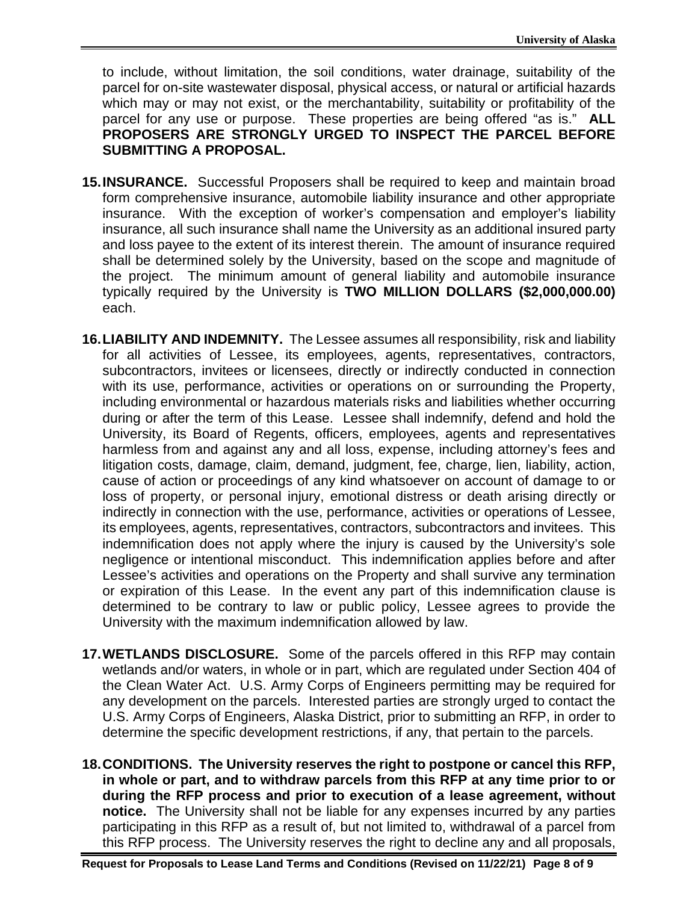to include, without limitation, the soil conditions, water drainage, suitability of the parcel for on-site wastewater disposal, physical access, or natural or artificial hazards which may or may not exist, or the merchantability, suitability or profitability of the parcel for any use or purpose. These properties are being offered "as is." **ALL PROPOSERS ARE STRONGLY URGED TO INSPECT THE PARCEL BEFORE SUBMITTING A PROPOSAL.**

**15. INSURANCE.** Successful Proposers shall be required to keep and maintain broad form comprehensive insurance, automobile liability insurance and other appropriate insurance. With the exception of worker's compensation and employer's liability insurance, all such insurance shall name the University as an additional insured party and loss payee to the extent of its interest therein. The amount of insurance required shall be determined solely by the University, based on the scope and magnitude of the project. The minimum amount of general liability and automobile insurance typically required by the University is **TWO MILLION DOLLARS ($2,000,000.00)** each.

**16. LIABILITY AND INDEMNITY.** The Lessee assumes all responsibility, risk and liability for all activities of Lessee, its employees, agents, representatives, contractors, subcontractors, invitees or licensees, directly or indirectly conducted in connection with its use, performance, activities or operations on or surrounding the Property, including environmental or hazardous materials risks and liabilities whether occurring during or after the term of this Lease. Lessee shall indemnify, defend and hold the University, its Board of Regents, officers, employees, agents and representatives harmless from and against any and all loss, expense, including attorney's fees and litigation costs, damage, claim, demand, judgment, fee, charge, lien, liability, action, cause of action or proceedings of any kind whatsoever on account of damage to or loss of property, or personal injury, emotional distress or death arising directly or indirectly in connection with the use, performance, activities or operations of Lessee, its employees, agents, representatives, contractors, subcontractors and invitees. This indemnification does not apply where the injury is caused by the University's sole negligence or intentional misconduct. This indemnification applies before and after Lessee's activities and operations on the Property and shall survive any termination or expiration of this Lease. In the event any part of this indemnification clause is determined to be contrary to law or public policy, Lessee agrees to provide the University with the maximum indemnification allowed by law.

**17. WETLANDS DISCLOSURE.** Some of the parcels offered in this RFP may contain wetlands and/or waters, in whole or in part, which are regulated under Section 404 of the Clean Water Act. U.S. Army Corps of Engineers permitting may be required for any development on the parcels. Interested parties are strongly urged to contact the U.S. Army Corps of Engineers, Alaska District, prior to submitting an RFP, in order to determine the specific development restrictions, if any, that pertain to the parcels.

**18. CONDITIONS. The University reserves the right to postpone or cancel this RFP, in whole or part, and to withdraw parcels from this RFP at any time prior to or during the RFP process and prior to execution of a lease agreement, without notice.** The University shall not be liable for any expenses incurred by any parties participating in this RFP as a result of, but not limited to, withdrawal of a parcel from this RFP process. The University reserves the right to decline any and all proposals,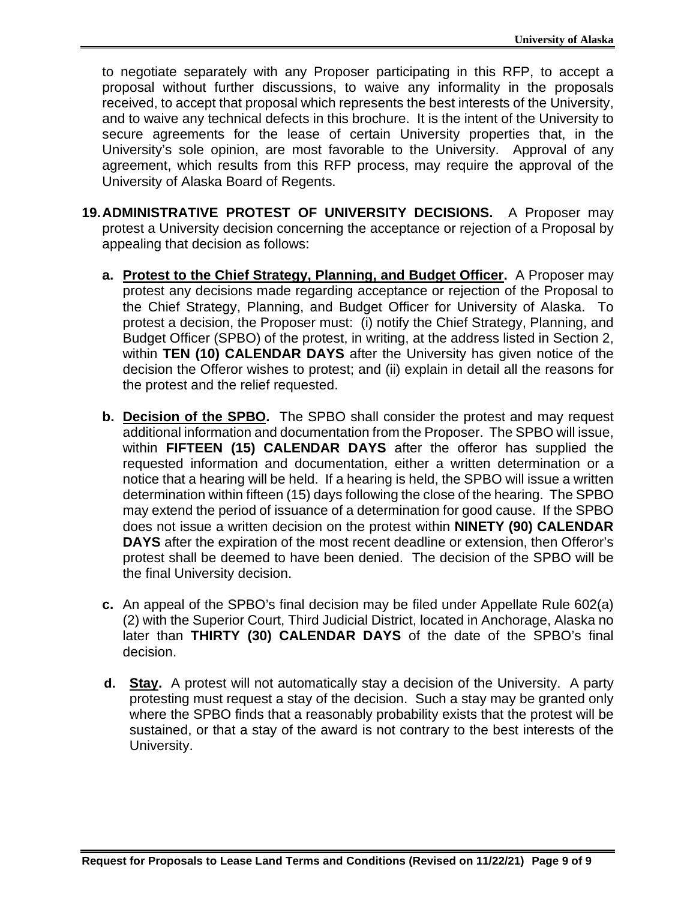to negotiate separately with any Proposer participating in this RFP, to accept a proposal without further discussions, to waive any informality in the proposals received, to accept that proposal which represents the best interests of the University, and to waive any technical defects in this brochure. It is the intent of the University to secure agreements for the lease of certain University properties that, in the University's sole opinion, are most favorable to the University. Approval of any agreement, which results from this RFP process, may require the approval of the University of Alaska Board of Regents.

**19. ADMINISTRATIVE PROTEST OF UNIVERSITY DECISIONS.** A Proposer may protest a University decision concerning the acceptance or rejection of a Proposal by appealing that decision as follows:

- **a. Protest to the Chief Strategy, Planning, and Budget Officer.** A Proposer may protest any decisions made regarding acceptance or rejection of the Proposal to the Chief Strategy, Planning, and Budget Officer for University of Alaska. To protest a decision, the Proposer must: (i) notify the Chief Strategy, Planning, and Budget Officer (SPBO) of the protest, in writing, at the address listed in Section 2, within **TEN (10) CALENDAR DAYS** after the University has given notice of the decision the Offeror wishes to protest; and (ii) explain in detail all the reasons for the protest and the relief requested.

- **b. Decision of the SPBO.** The SPBO shall consider the protest and may request additional information and documentation from the Proposer. The SPBO will issue, within **FIFTEEN (15) CALENDAR DAYS** after the offeror has supplied the requested information and documentation, either a written determination or a notice that a hearing will be held. If a hearing is held, the SPBO will issue a written determination within fifteen (15) days following the close of the hearing. The SPBO may extend the period of issuance of a determination for good cause. If the SPBO does not issue a written decision on the protest within **NINETY (90) CALENDAR DAYS** after the expiration of the most recent deadline or extension, then Offeror's protest shall be deemed to have been denied. The decision of the SPBO will be the final University decision.

- **c.** An appeal of the SPBO's final decision may be filed under Appellate Rule 602(a)(2) with the Superior Court, Third Judicial District, located in Anchorage, Alaska no later than **THIRTY (30) CALENDAR DAYS** of the date of the SPBO's final decision.

- **d. Stay.** A protest will not automatically stay a decision of the University. A party protesting must request a stay of the decision. Such a stay may be granted only where the SPBO finds that a reasonably probability exists that the protest will be sustained, or that a stay of the award is not contrary to the best interests of the University.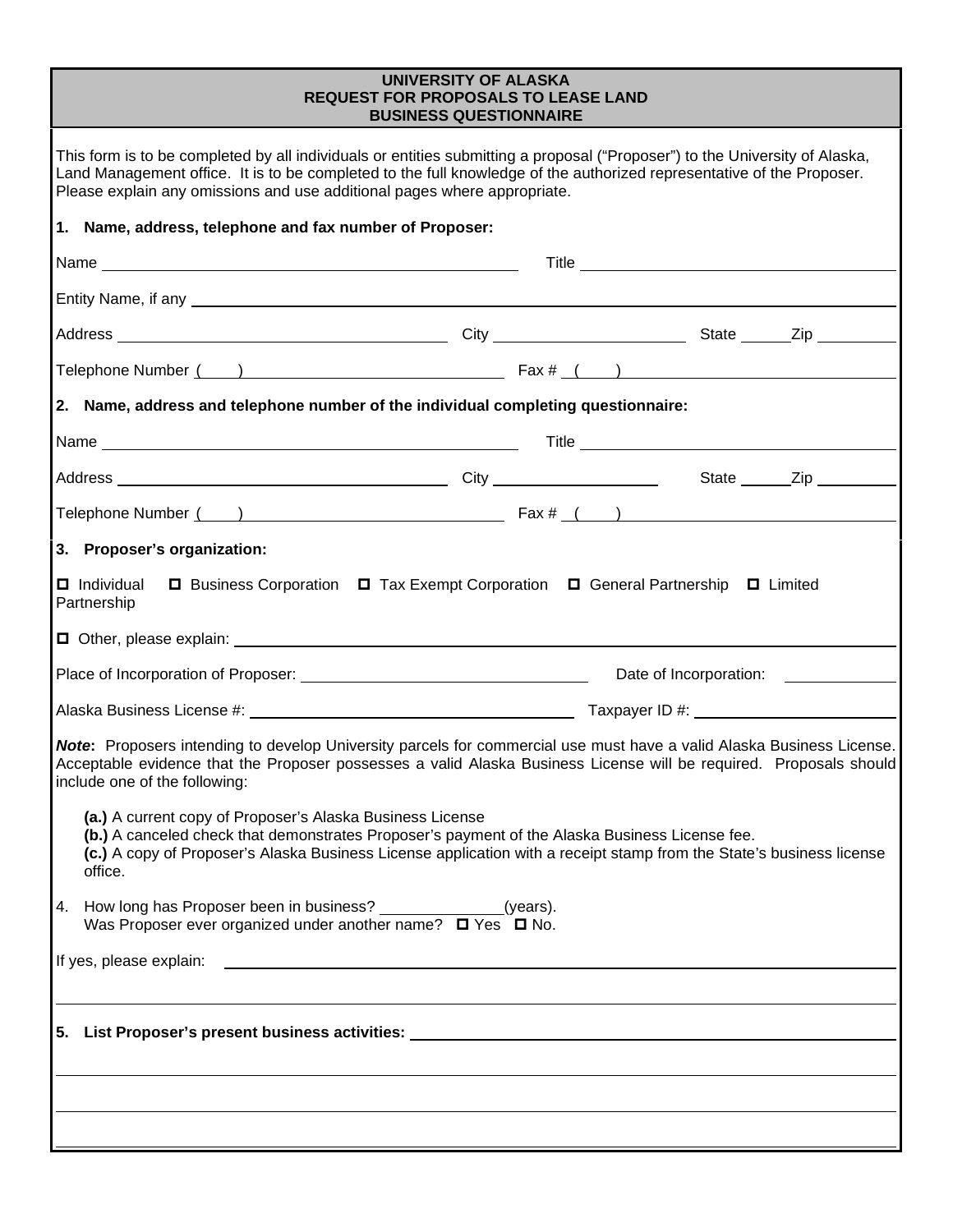# UNIVERSITY OF ALASKA
## REQUEST FOR PROPOSALS TO LEASE LAND
## BUSINESS QUESTIONNAIRE

This form is to be completed by all individuals or entities submitting a proposal ("Proposer") to the University of Alaska, Land Management office. It is to be completed to the full knowledge of the authorized representative of the Proposer. Please explain any omissions and use additional pages where appropriate.

**1. Name, address, telephone and fax number of Proposer:**

Name ______________________________ Title ______________________________

Entity Name, if any ______________________________________________________________

Address ______________________________ City ____________________ State ______ Zip _________

Telephone Number ( ) ______________________________ Fax # ( ) ______________________________

**2. Name, address and telephone number of the individual completing questionnaire:**

Name ______________________________ Title ______________________________

Address ______________________________ City ____________________ State ______ Zip _________

Telephone Number ( ) ______________________________ Fax # ( ) ______________________________

**3. Proposer's organization:**

☐ Individual ☐ Business Corporation ☐ Tax Exempt Corporation ☐ General Partnership ☐ Limited Partnership

☐ Other, please explain: ______________________________________________________________

Place of Incorporation of Proposer: ______________________________ Date of Incorporation: ____________

Alaska Business License #: ______________________________ Taxpayer ID #: ______________________________

***Note*****:** Proposers intending to develop University parcels for commercial use must have a valid Alaska Business License. Acceptable evidence that the Proposer possesses a valid Alaska Business License will be required. Proposals should include one of the following:

**(a.)** A current copy of Proposer's Alaska Business License
**(b.)** A canceled check that demonstrates Proposer's payment of the Alaska Business License fee.
**(c.)** A copy of Proposer's Alaska Business License application with a receipt stamp from the State's business license office.

4. How long has Proposer been in business? ______________(years).
Was Proposer ever organized under another name? ☐ Yes ☐ No.

If yes, please explain: ______________________________________________________________

______________________________________________________________

**5. List Proposer's present business activities:** ______________________________________________________________

______________________________________________________________

______________________________________________________________

______________________________________________________________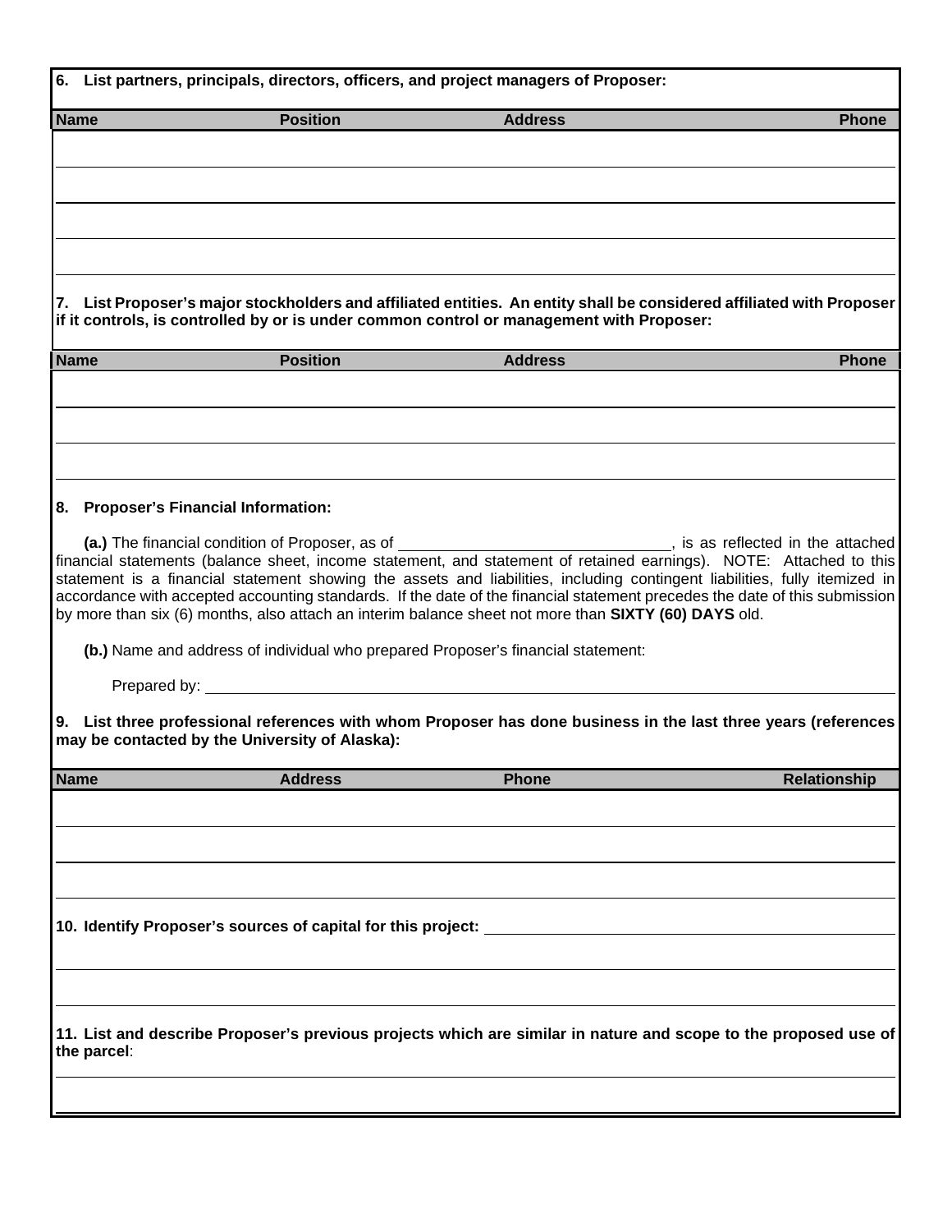**6. List partners, principals, directors, officers, and project managers of Proposer:**

| Name | Position | Address | Phone |
|---|---|---|---|
| | | | |
| | | | |
| | | | |
| | | | |

**7. List Proposer's major stockholders and affiliated entities. An entity shall be considered affiliated with Proposer if it controls, is controlled by or is under common control or management with Proposer:**

| Name | Position | Address | Phone |
|---|---|---|---|
| | | | |
| | | | |
| | | | |

**8. Proposer's Financial Information:**

**(a.)** The financial condition of Proposer, as of ______________________________, is as reflected in the attached financial statements (balance sheet, income statement, and statement of retained earnings). NOTE: Attached to this statement is a financial statement showing the assets and liabilities, including contingent liabilities, fully itemized in accordance with accepted accounting standards. If the date of the financial statement precedes the date of this submission by more than six (6) months, also attach an interim balance sheet not more than **SIXTY (60) DAYS** old.

**(b.)** Name and address of individual who prepared Proposer's financial statement:

Prepared by: ____________________________________________________________

**9. List three professional references with whom Proposer has done business in the last three years (references may be contacted by the University of Alaska):**

| Name | Address | Phone | Relationship |
|---|---|---|---|
| | | | |
| | | | |
| | | | |

**10. Identify Proposer's sources of capital for this project:** ____________________________________________

____________________________________________________________

____________________________________________________________

**11. List and describe Proposer's previous projects which are similar in nature and scope to the proposed use of the parcel**:

____________________________________________________________

____________________________________________________________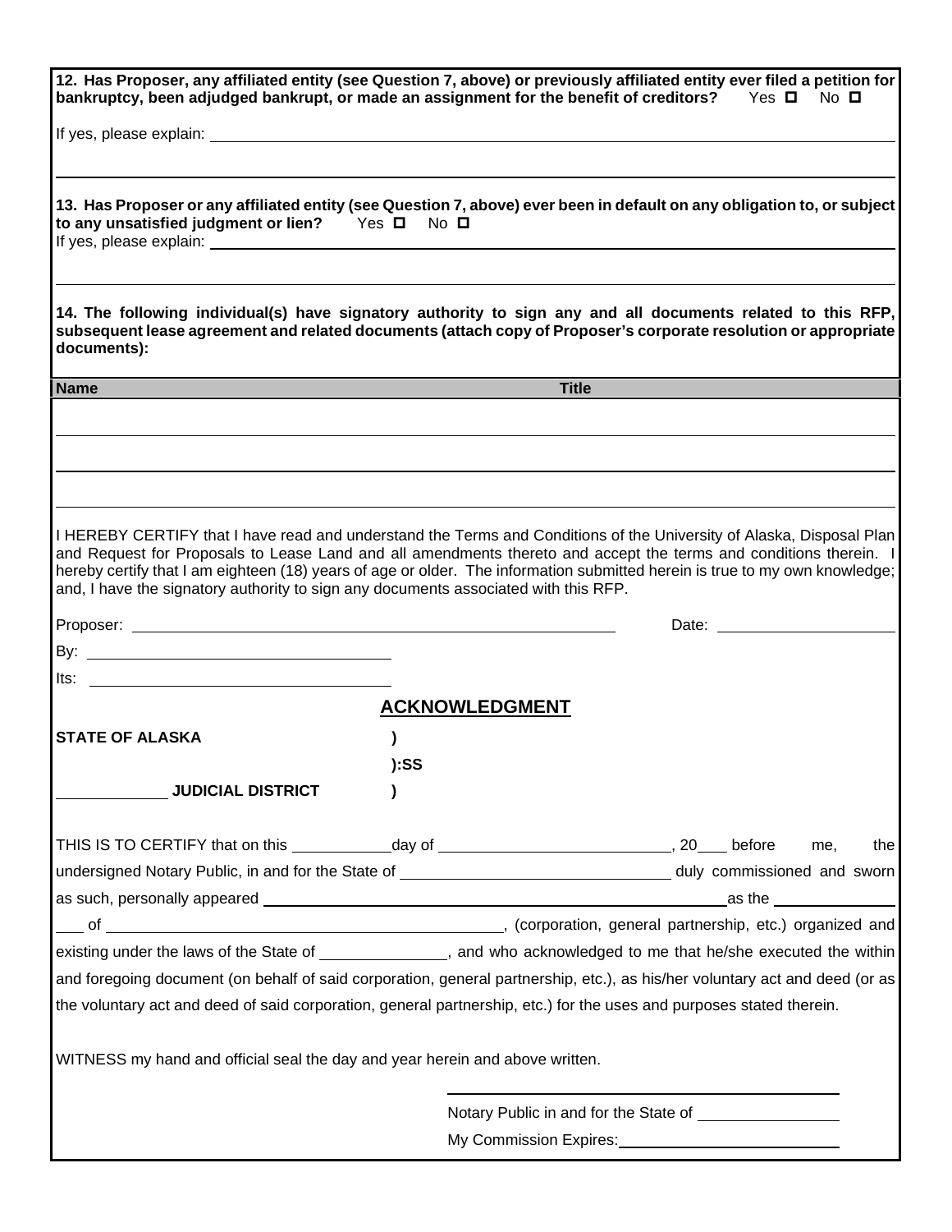**12. Has Proposer, any affiliated entity (see Question 7, above) or previously affiliated entity ever filed a petition for bankruptcy, been adjudged bankrupt, or made an assignment for the benefit of creditors?** Yes ☐ No ☐

If yes, please explain: \_\_\_\_\_\_\_\_\_\_\_\_\_\_\_\_\_\_\_\_\_\_\_\_\_\_\_\_\_\_\_\_\_\_\_\_\_\_\_\_

\_\_\_\_\_\_\_\_\_\_\_\_\_\_\_\_\_\_\_\_\_\_\_\_\_\_\_\_\_\_\_\_\_\_\_\_\_\_\_\_

**13. Has Proposer or any affiliated entity (see Question 7, above) ever been in default on any obligation to, or subject to any unsatisfied judgment or lien?** Yes ☐ No ☐

If yes, please explain: \_\_\_\_\_\_\_\_\_\_\_\_\_\_\_\_\_\_\_\_\_\_\_\_\_\_\_\_\_\_\_\_\_\_\_\_\_\_\_\_

\_\_\_\_\_\_\_\_\_\_\_\_\_\_\_\_\_\_\_\_\_\_\_\_\_\_\_\_\_\_\_\_\_\_\_\_\_\_\_\_

**14. The following individual(s) have signatory authority to sign any and all documents related to this RFP, subsequent lease agreement and related documents (attach copy of Proposer's corporate resolution or appropriate documents):**

| Name | Title |
|---|---|
| | |
| | |
| | |

I HEREBY CERTIFY that I have read and understand the Terms and Conditions of the University of Alaska, Disposal Plan and Request for Proposals to Lease Land and all amendments thereto and accept the terms and conditions therein. I hereby certify that I am eighteen (18) years of age or older. The information submitted herein is true to my own knowledge; and, I have the signatory authority to sign any documents associated with this RFP.

Proposer: \_\_\_\_\_\_\_\_\_\_\_\_\_\_\_\_\_\_\_\_\_\_\_\_\_\_\_\_\_\_ Date: \_\_\_\_\_\_\_\_\_\_\_\_\_\_\_\_

By: \_\_\_\_\_\_\_\_\_\_\_\_\_\_\_\_\_\_\_\_\_\_\_\_\_\_\_\_\_\_

Its: \_\_\_\_\_\_\_\_\_\_\_\_\_\_\_\_\_\_\_\_\_\_\_\_\_\_\_\_\_\_

## ACKNOWLEDGMENT

**STATE OF ALASKA )**

**):SS**

**\_\_\_\_\_\_\_\_\_\_ JUDICIAL DISTRICT )**

THIS IS TO CERTIFY that on this \_\_\_\_\_\_\_\_day of \_\_\_\_\_\_\_\_\_\_\_\_\_\_\_\_\_\_\_\_, 20\_\_\_ before me, the undersigned Notary Public, in and for the State of \_\_\_\_\_\_\_\_\_\_\_\_\_\_\_\_\_\_\_\_\_\_ duly commissioned and sworn as such, personally appeared \_\_\_\_\_\_\_\_\_\_\_\_\_\_\_\_\_\_\_\_\_\_\_\_\_\_\_\_\_\_\_\_\_\_as the \_\_\_\_\_\_\_\_\_\_\_ \_\_\_ of \_\_\_\_\_\_\_\_\_\_\_\_\_\_\_\_\_\_\_\_\_\_\_\_\_\_\_\_\_\_\_\_\_\_\_\_, (corporation, general partnership, etc.) organized and existing under the laws of the State of \_\_\_\_\_\_\_\_\_\_\_\_, and who acknowledged to me that he/she executed the within and foregoing document (on behalf of said corporation, general partnership, etc.), as his/her voluntary act and deed (or as the voluntary act and deed of said corporation, general partnership, etc.) for the uses and purposes stated therein.

WITNESS my hand and official seal the day and year herein and above written.

\_\_\_\_\_\_\_\_\_\_\_\_\_\_\_\_\_\_\_\_\_\_\_\_\_\_\_\_\_\_\_\_\_\_\_\_

Notary Public in and for the State of \_\_\_\_\_\_\_\_\_\_\_\_\_

My Commission Expires: \_\_\_\_\_\_\_\_\_\_\_\_\_\_\_\_\_\_\_\_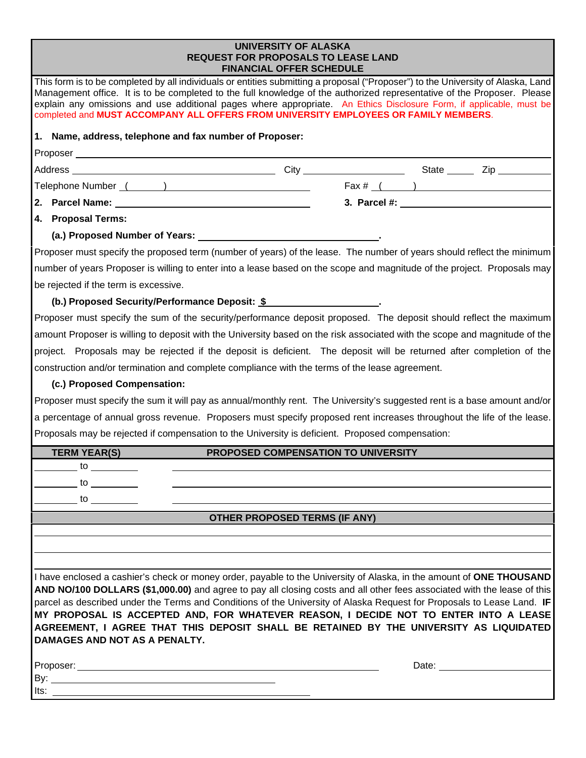# UNIVERSITY OF ALASKA
## REQUEST FOR PROPOSALS TO LEASE LAND
## FINANCIAL OFFER SCHEDULE

This form is to be completed by all individuals or entities submitting a proposal ("Proposer") to the University of Alaska, Land Management office. It is to be completed to the full knowledge of the authorized representative of the Proposer. Please explain any omissions and use additional pages where appropriate. An Ethics Disclosure Form, if applicable, must be completed and **MUST ACCOMPANY ALL OFFERS FROM UNIVERSITY EMPLOYEES OR FAMILY MEMBERS**.

**1. Name, address, telephone and fax number of Proposer:**

Proposer ________________________________________

Address ______________________ City ______________ State _____ Zip _________

Telephone Number ( ) ______________________ Fax # ( ) ______________________

**2. Parcel Name:** ______________________ **3. Parcel #:** ______________________

**4. Proposal Terms:**

**(a.) Proposed Number of Years:** ______________________.

Proposer must specify the proposed term (number of years) of the lease. The number of years should reflect the minimum number of years Proposer is willing to enter into a lease based on the scope and magnitude of the project. Proposals may be rejected if the term is excessive.

**(b.) Proposed Security/Performance Deposit: $** ______________________.

Proposer must specify the sum of the security/performance deposit proposed. The deposit should reflect the maximum amount Proposer is willing to deposit with the University based on the risk associated with the scope and magnitude of the project. Proposals may be rejected if the deposit is deficient. The deposit will be returned after completion of the construction and/or termination and complete compliance with the terms of the lease agreement.

**(c.) Proposed Compensation:**

Proposer must specify the sum it will pay as annual/monthly rent. The University's suggested rent is a base amount and/or a percentage of annual gross revenue. Proposers must specify proposed rent increases throughout the life of the lease. Proposals may be rejected if compensation to the University is deficient. Proposed compensation:

| TERM YEAR(S) | PROPOSED COMPENSATION TO UNIVERSITY |
|---|---|
| ______ to ______ | |
| ______ to ______ | |
| ______ to ______ | |

**OTHER PROPOSED TERMS (IF ANY)**

________________________________________

________________________________________

________________________________________

I have enclosed a cashier's check or money order, payable to the University of Alaska, in the amount of **ONE THOUSAND AND NO/100 DOLLARS ($1,000.00)** and agree to pay all closing costs and all other fees associated with the lease of this parcel as described under the Terms and Conditions of the University of Alaska Request for Proposals to Lease Land. **IF MY PROPOSAL IS ACCEPTED AND, FOR WHATEVER REASON, I DECIDE NOT TO ENTER INTO A LEASE AGREEMENT, I AGREE THAT THIS DEPOSIT SHALL BE RETAINED BY THE UNIVERSITY AS LIQUIDATED DAMAGES AND NOT AS A PENALTY.**

Proposer: ______________________________ Date: ______________

By: ______________________________

Its: ______________________________